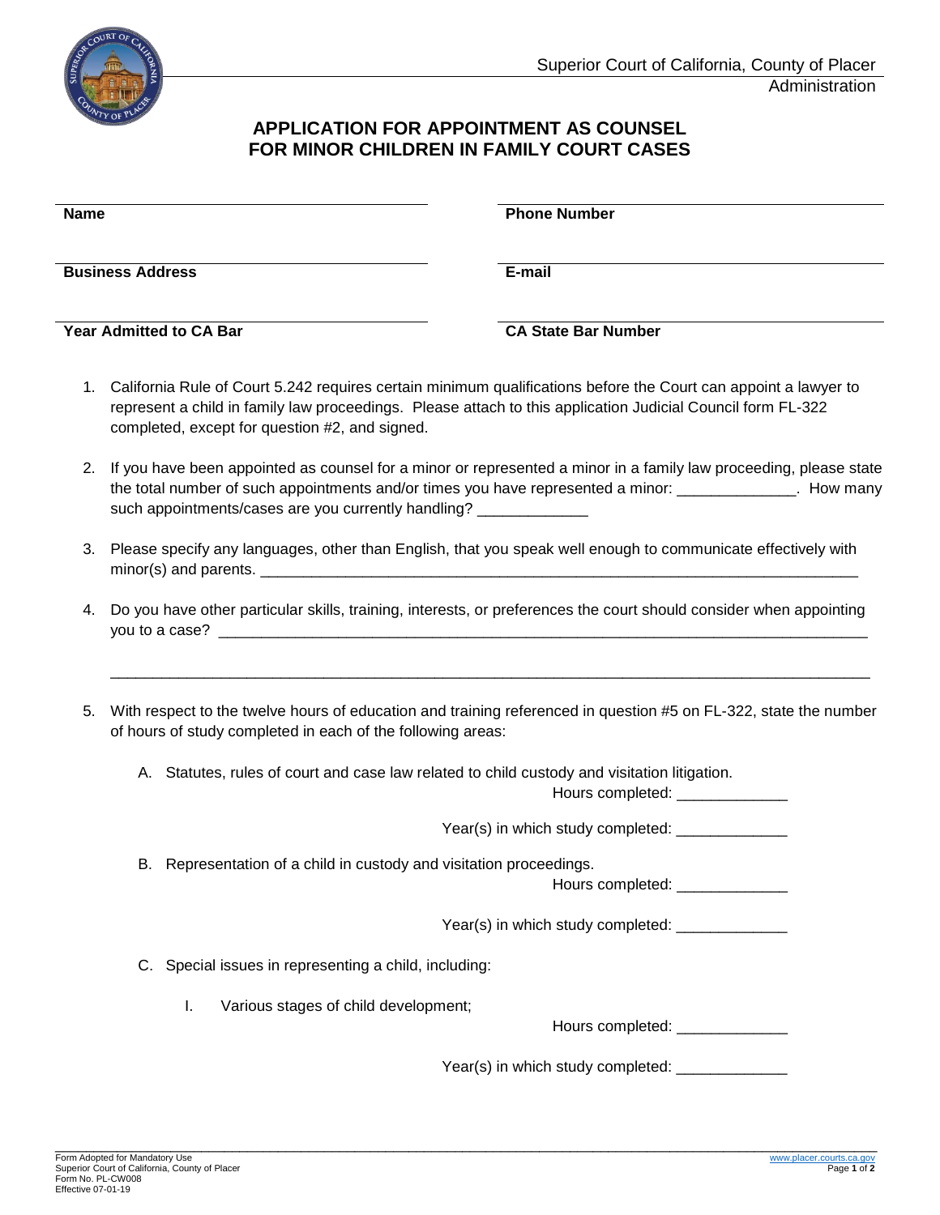Superior Court of California, County of Placer
Administration

# APPLICATION FOR APPOINTMENT AS COUNSEL FOR MINOR CHILDREN IN FAMILY COURT CASES

| | |
|---|---|
| **Name** | **Phone Number** |
| **Business Address** | **E-mail** |
| **Year Admitted to CA Bar** | **CA State Bar Number** |

1. California Rule of Court 5.242 requires certain minimum qualifications before the Court can appoint a lawyer to represent a child in family law proceedings. Please attach to this application Judicial Council form FL-322 completed, except for question #2, and signed.

2. If you have been appointed as counsel for a minor or represented a minor in a family law proceeding, please state the total number of such appointments and/or times you have represented a minor: ______________. How many such appointments/cases are you currently handling? _____________

3. Please specify any languages, other than English, that you speak well enough to communicate effectively with minor(s) and parents. ___________________________________________________________________________

4. Do you have other particular skills, training, interests, or preferences the court should consider when appointing you to a case? ___________________________________________________________________________

   ___________________________________________________________________________

5. With respect to the twelve hours of education and training referenced in question #5 on FL-322, state the number of hours of study completed in each of the following areas:

   A. Statutes, rules of court and case law related to child custody and visitation litigation.
      Hours completed: _____________
      Year(s) in which study completed: _____________

   B. Representation of a child in custody and visitation proceedings.
      Hours completed: _____________
      Year(s) in which study completed: _____________

   C. Special issues in representing a child, including:

      I. Various stages of child development;
         Hours completed: _____________
         Year(s) in which study completed: _____________

Form Adopted for Mandatory Use
Superior Court of California, County of Placer
Form No. PL-CW008
Effective 07-01-19

www.placer.courts.ca.gov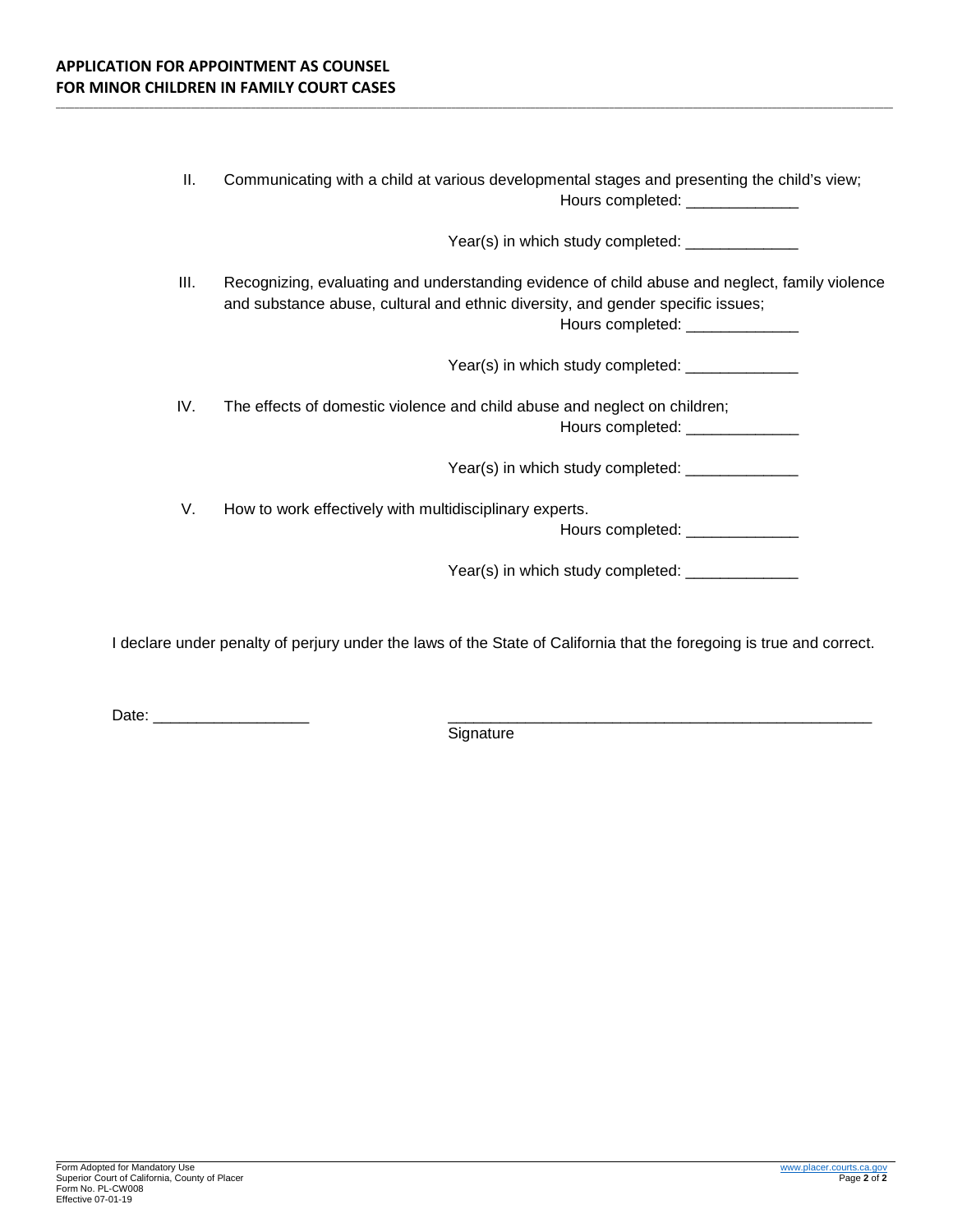II. Communicating with a child at various developmental stages and presenting the child's view;

Hours completed: _____________

Year(s) in which study completed: _____________

III. Recognizing, evaluating and understanding evidence of child abuse and neglect, family violence and substance abuse, cultural and ethnic diversity, and gender specific issues;

Hours completed: _____________

Year(s) in which study completed: _____________

IV. The effects of domestic violence and child abuse and neglect on children;

Hours completed: _____________

Year(s) in which study completed: _____________

V. How to work effectively with multidisciplinary experts.

Hours completed: _____________

Year(s) in which study completed: _____________

I declare under penalty of perjury under the laws of the State of California that the foregoing is true and correct.

Date: __________________

__________________________________________________
Signature